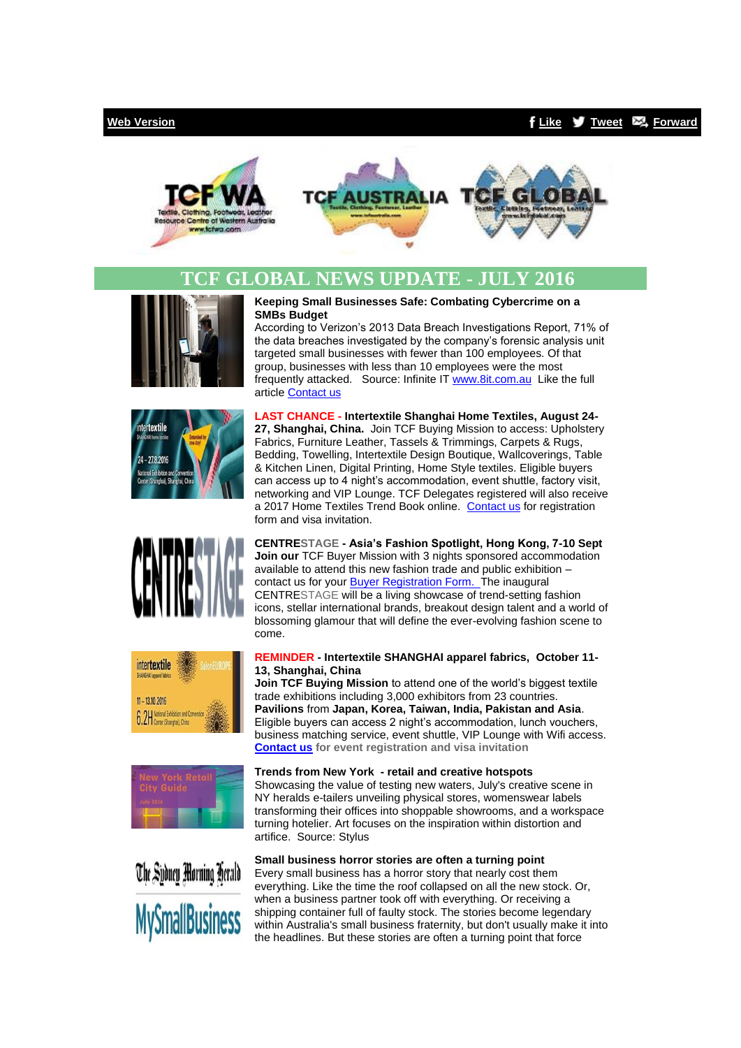Web Version | Like | Tweet | Forward

# TCF GLOBAL NEWS UPDATE - JULY 2016

**Keeping Small Businesses Safe: Combating Cybercrime on a SMBs Budget**
According to Verizon's 2013 Data Breach Investigations Report, 71% of the data breaches investigated by the company's forensic analysis unit targeted small businesses with fewer than 100 employees. Of that group, businesses with less than 10 employees were the most frequently attacked. Source: Infinite IT www.8it.com.au Like the full article Contact us

**LAST CHANCE - Intertextile Shanghai Home Textiles, August 24-27, Shanghai, China.** Join TCF Buying Mission to access: Upholstery Fabrics, Furniture Leather, Tassels & Trimmings, Carpets & Rugs, Bedding, Towelling, Intertextile Design Boutique, Wallcoverings, Table & Kitchen Linen, Digital Printing, Home Style textiles. Eligible buyers can access up to 4 night's accommodation, event shuttle, factory visit, networking and VIP Lounge. TCF Delegates registered will also receive a 2017 Home Textiles Trend Book online. Contact us for registration form and visa invitation.

**CENTRESTAGE - Asia's Fashion Spotlight, Hong Kong, 7-10 Sept**
**Join our** TCF Buyer Mission with 3 nights sponsored accommodation available to attend this new fashion trade and public exhibition – contact us for your Buyer Registration Form. The inaugural CENTRESTAGE will be a living showcase of trend-setting fashion icons, stellar international brands, breakout design talent and a world of blossoming glamour that will define the ever-evolving fashion scene to come.

**REMINDER - Intertextile SHANGHAI apparel fabrics, October 11-13, Shanghai, China**
**Join TCF Buying Mission** to attend one of the world's biggest textile trade exhibitions including 3,000 exhibitors from 23 countries. **Pavilions** from **Japan, Korea, Taiwan, India, Pakistan and Asia**. Eligible buyers can access 2 night's accommodation, lunch vouchers, business matching service, event shuttle, VIP Lounge with Wifi access. **Contact us for event registration and visa invitation**

**Trends from New York - retail and creative hotspots**
Showcasing the value of testing new waters, July's creative scene in NY heralds e-tailers unveiling physical stores, womenswear labels transforming their offices into shoppable showrooms, and a workspace turning hotelier. Art focuses on the inspiration within distortion and artifice. Source: Stylus

**Small business horror stories are often a turning point**
Every small business has a horror story that nearly cost them everything. Like the time the roof collapsed on all the new stock. Or, when a business partner took off with everything. Or receiving a shipping container full of faulty stock. The stories become legendary within Australia's small business fraternity, but don't usually make it into the headlines. But these stories are often a turning point that force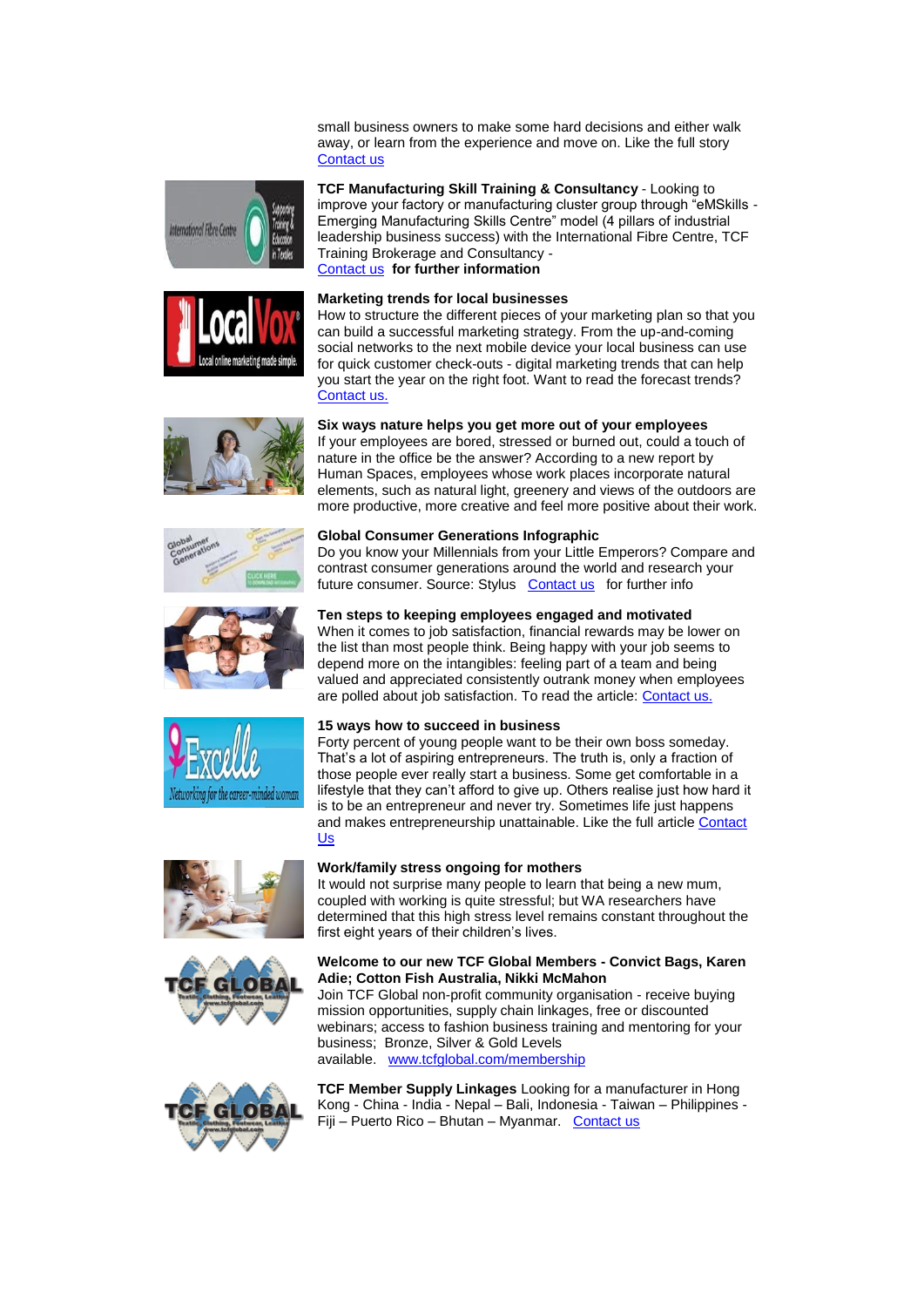small business owners to make some hard decisions and either walk away, or learn from the experience and move on. Like the full story Contact us

**TCF Manufacturing Skill Training & Consultancy** - Looking to improve your factory or manufacturing cluster group through "eMSkills - Emerging Manufacturing Skills Centre" model (4 pillars of industrial leadership business success) with the International Fibre Centre, TCF Training Brokerage and Consultancy - Contact us **for further information**

**Marketing trends for local businesses**
How to structure the different pieces of your marketing plan so that you can build a successful marketing strategy. From the up-and-coming social networks to the next mobile device your local business can use for quick customer check-outs - digital marketing trends that can help you start the year on the right foot. Want to read the forecast trends? Contact us.

**Six ways nature helps you get more out of your employees**
If your employees are bored, stressed or burned out, could a touch of nature in the office be the answer? According to a new report by Human Spaces, employees whose work places incorporate natural elements, such as natural light, greenery and views of the outdoors are more productive, more creative and feel more positive about their work.

**Global Consumer Generations Infographic**
Do you know your Millennials from your Little Emperors? Compare and contrast consumer generations around the world and research your future consumer. Source: Stylus Contact us for further info

**Ten steps to keeping employees engaged and motivated**
When it comes to job satisfaction, financial rewards may be lower on the list than most people think. Being happy with your job seems to depend more on the intangibles: feeling part of a team and being valued and appreciated consistently outrank money when employees are polled about job satisfaction. To read the article: Contact us.

**15 ways how to succeed in business**
Forty percent of young people want to be their own boss someday. That's a lot of aspiring entrepreneurs. The truth is, only a fraction of those people ever really start a business. Some get comfortable in a lifestyle that they can't afford to give up. Others realise just how hard it is to be an entrepreneur and never try. Sometimes life just happens and makes entrepreneurship unattainable. Like the full article Contact Us

**Work/family stress ongoing for mothers**
It would not surprise many people to learn that being a new mum, coupled with working is quite stressful; but WA researchers have determined that this high stress level remains constant throughout the first eight years of their children's lives.

**Welcome to our new TCF Global Members - Convict Bags, Karen Adie; Cotton Fish Australia, Nikki McMahon**
Join TCF Global non-profit community organisation - receive buying mission opportunities, supply chain linkages, free or discounted webinars; access to fashion business training and mentoring for your business; Bronze, Silver & Gold Levels available. www.tcfglobal.com/membership

**TCF Member Supply Linkages** Looking for a manufacturer in Hong Kong - China - India - Nepal – Bali, Indonesia - Taiwan – Philippines - Fiji – Puerto Rico – Bhutan – Myanmar. Contact us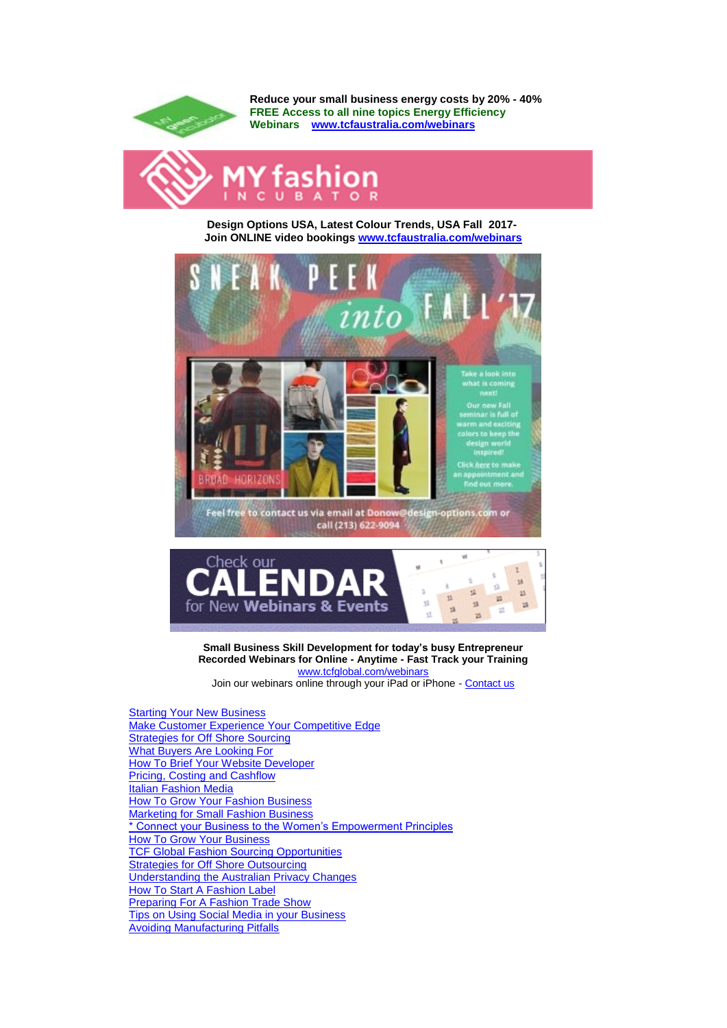**Reduce your small business energy costs by 20% - 40%**
**FREE Access to all nine topics Energy Efficiency Webinars** [www.tcfaustralia.com/webinars](www.tcfaustralia.com/webinars)

**Design Options USA, Latest Colour Trends, USA Fall 2017-**
**Join ONLINE video bookings** [www.tcfaustralia.com/webinars](www.tcfaustralia.com/webinars)

**Small Business Skill Development for today's busy Entrepreneur**
**Recorded Webinars for Online - Anytime - Fast Track your Training**
[www.tcfglobal.com/webinars](www.tcfglobal.com/webinars)
Join our webinars online through your iPad or iPhone - Contact us

- Starting Your New Business
- Make Customer Experience Your Competitive Edge
- Strategies for Off Shore Sourcing
- What Buyers Are Looking For
- How To Brief Your Website Developer
- Pricing, Costing and Cashflow
- Italian Fashion Media
- How To Grow Your Fashion Business
- Marketing for Small Fashion Business
- * Connect your Business to the Women's Empowerment Principles
- How To Grow Your Business
- TCF Global Fashion Sourcing Opportunities
- Strategies for Off Shore Outsourcing
- Understanding the Australian Privacy Changes
- How To Start A Fashion Label
- Preparing For A Fashion Trade Show
- Tips on Using Social Media in your Business
- Avoiding Manufacturing Pitfalls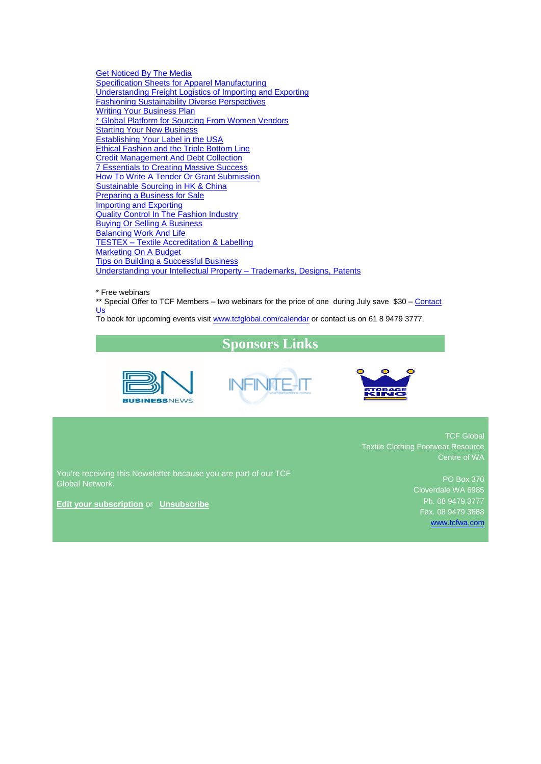Get Noticed By The Media
Specification Sheets for Apparel Manufacturing
Understanding Freight Logistics of Importing and Exporting
Fashioning Sustainability Diverse Perspectives
Writing Your Business Plan
* Global Platform for Sourcing From Women Vendors
Starting Your New Business
Establishing Your Label in the USA
Ethical Fashion and the Triple Bottom Line
Credit Management And Debt Collection
7 Essentials to Creating Massive Success
How To Write A Tender Or Grant Submission
Sustainable Sourcing in HK & China
Preparing a Business for Sale
Importing and Exporting
Quality Control In The Fashion Industry
Buying Or Selling A Business
Balancing Work And Life
TESTEX – Textile Accreditation & Labelling
Marketing On A Budget
Tips on Building a Successful Business
Understanding your Intellectual Property – Trademarks, Designs, Patents

* Free webinars
** Special Offer to TCF Members – two webinars for the price of one during July save $30 – Contact Us
To book for upcoming events visit www.tcfglobal.com/calendar or contact us on 61 8 9479 3777.

## Sponsors Links

BUSINESSNEWS

INFINITE-IT

STORAGE KING

You're receiving this Newsletter because you are part of our TCF Global Network.

**Edit your subscription** or **Unsubscribe**

TCF Global
Textile Clothing Footwear Resource
Centre of WA

PO Box 370
Cloverdale WA 6985
Ph. 08 9479 3777
Fax. 08 9479 3888
www.tcfwa.com